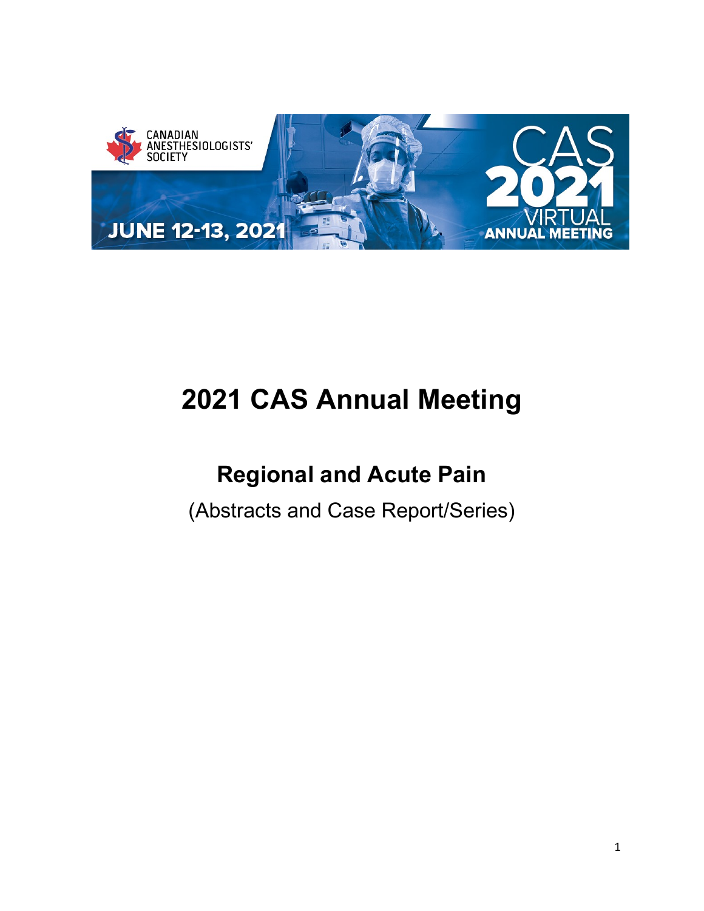# 2021 CAS Annual Meeting

## Regional and Acute Pain

(Abstracts and Case Report/Series)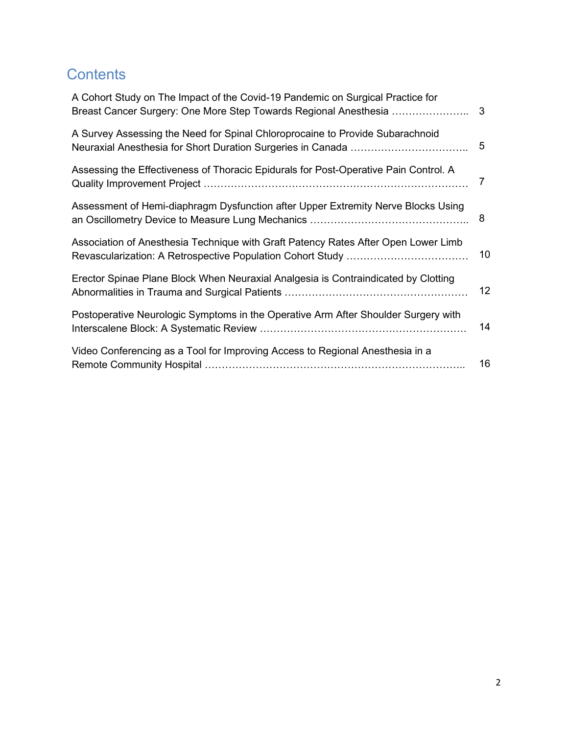## Contents

A Cohort Study on The Impact of the Covid-19 Pandemic on Surgical Practice for Breast Cancer Surgery: One More Step Towards Regional Anesthesia …………………. 3

A Survey Assessing the Need for Spinal Chloroprocaine to Provide Subarachnoid Neuraxial Anesthesia for Short Duration Surgeries in Canada …………………………….. 5

Assessing the Effectiveness of Thoracic Epidurals for Post-Operative Pain Control. A Quality Improvement Project …………………………………………………………………… 7

Assessment of Hemi-diaphragm Dysfunction after Upper Extremity Nerve Blocks Using an Oscillometry Device to Measure Lung Mechanics ……………………………………….. 8

Association of Anesthesia Technique with Graft Patency Rates After Open Lower Limb Revascularization: A Retrospective Population Cohort Study ……………………………… 10

Erector Spinae Plane Block When Neuraxial Analgesia is Contraindicated by Clotting Abnormalities in Trauma and Surgical Patients ……………………………………………… 12

Postoperative Neurologic Symptoms in the Operative Arm After Shoulder Surgery with Interscalene Block: A Systematic Review …………………………………………………… 14

Video Conferencing as a Tool for Improving Access to Regional Anesthesia in a Remote Community Hospital ………………………………………………………………….. 16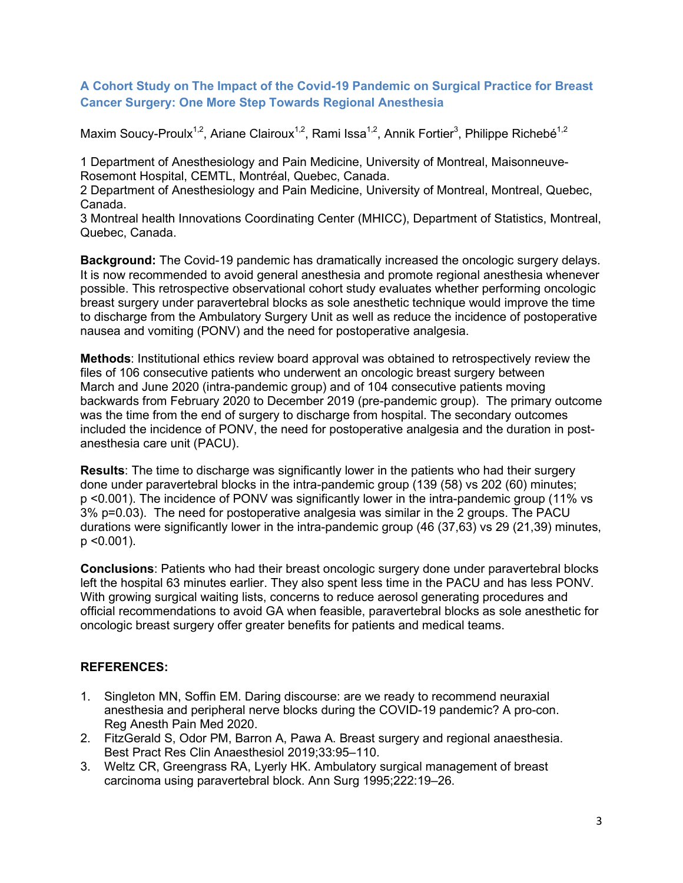## A Cohort Study on The Impact of the Covid-19 Pandemic on Surgical Practice for Breast Cancer Surgery: One More Step Towards Regional Anesthesia

Maxim Soucy-Proulx[1,2], Ariane Clairoux[1,2], Rami Issa[1,2], Annik Fortier[3], Philippe Richebé[1,2]

1 Department of Anesthesiology and Pain Medicine, University of Montreal, Maisonneuve-Rosemont Hospital, CEMTL, Montréal, Quebec, Canada.
2 Department of Anesthesiology and Pain Medicine, University of Montreal, Montreal, Quebec, Canada.
3 Montreal health Innovations Coordinating Center (MHICC), Department of Statistics, Montreal, Quebec, Canada.

**Background:** The Covid-19 pandemic has dramatically increased the oncologic surgery delays. It is now recommended to avoid general anesthesia and promote regional anesthesia whenever possible. This retrospective observational cohort study evaluates whether performing oncologic breast surgery under paravertebral blocks as sole anesthetic technique would improve the time to discharge from the Ambulatory Surgery Unit as well as reduce the incidence of postoperative nausea and vomiting (PONV) and the need for postoperative analgesia.

**Methods**: Institutional ethics review board approval was obtained to retrospectively review the files of 106 consecutive patients who underwent an oncologic breast surgery between March and June 2020 (intra-pandemic group) and of 104 consecutive patients moving backwards from February 2020 to December 2019 (pre-pandemic group). The primary outcome was the time from the end of surgery to discharge from hospital. The secondary outcomes included the incidence of PONV, the need for postoperative analgesia and the duration in post-anesthesia care unit (PACU).

**Results**: The time to discharge was significantly lower in the patients who had their surgery done under paravertebral blocks in the intra-pandemic group (139 (58) vs 202 (60) minutes; p <0.001). The incidence of PONV was significantly lower in the intra-pandemic group (11% vs 3% p=0.03). The need for postoperative analgesia was similar in the 2 groups. The PACU durations were significantly lower in the intra-pandemic group (46 (37,63) vs 29 (21,39) minutes, p <0.001).

**Conclusions**: Patients who had their breast oncologic surgery done under paravertebral blocks left the hospital 63 minutes earlier. They also spent less time in the PACU and has less PONV. With growing surgical waiting lists, concerns to reduce aerosol generating procedures and official recommendations to avoid GA when feasible, paravertebral blocks as sole anesthetic for oncologic breast surgery offer greater benefits for patients and medical teams.

**REFERENCES:**

1. Singleton MN, Soffin EM. Daring discourse: are we ready to recommend neuraxial anesthesia and peripheral nerve blocks during the COVID-19 pandemic? A pro-con. Reg Anesth Pain Med 2020.
2. FitzGerald S, Odor PM, Barron A, Pawa A. Breast surgery and regional anaesthesia. Best Pract Res Clin Anaesthesiol 2019;33:95–110.
3. Weltz CR, Greengrass RA, Lyerly HK. Ambulatory surgical management of breast carcinoma using paravertebral block. Ann Surg 1995;222:19–26.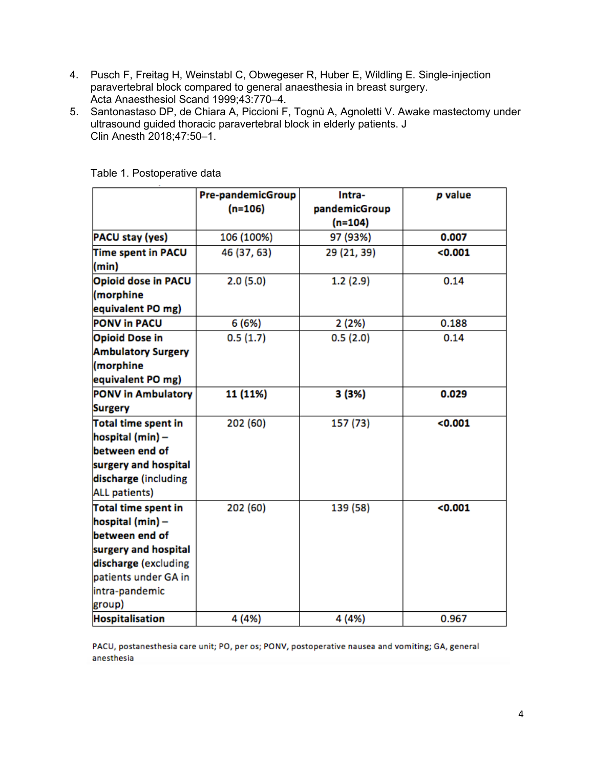4. Pusch F, Freitag H, Weinstabl C, Obwegeser R, Huber E, Wildling E. Single-injection paravertebral block compared to general anaesthesia in breast surgery. Acta Anaesthesiol Scand 1999;43:770–4.
5. Santonastaso DP, de Chiara A, Piccioni F, Tognù A, Agnoletti V. Awake mastectomy under ultrasound guided thoracic paravertebral block in elderly patients. J Clin Anesth 2018;47:50–1.

Table 1. Postoperative data

| | **Pre-pandemicGroup (n=106)** | **Intra-pandemicGroup (n=104)** | ***p* value** |
|---|---|---|---|
| **PACU stay (yes)** | 106 (100%) | 97 (93%) | **0.007** |
| **Time spent in PACU (min)** | 46 (37, 63) | 29 (21, 39) | **<0.001** |
| **Opioid dose in PACU (morphine equivalent PO mg)** | 2.0 (5.0) | 1.2 (2.9) | 0.14 |
| **PONV in PACU** | 6 (6%) | 2 (2%) | 0.188 |
| **Opioid Dose in Ambulatory Surgery (morphine equivalent PO mg)** | 0.5 (1.7) | 0.5 (2.0) | 0.14 |
| **PONV in Ambulatory Surgery** | **11 (11%)** | **3 (3%)** | **0.029** |
| **Total time spent in hospital (min) – between end of surgery and hospital discharge** (including ALL patients) | 202 (60) | 157 (73) | **<0.001** |
| **Total time spent in hospital (min) – between end of surgery and hospital discharge** (excluding patients under GA in intra-pandemic group) | 202 (60) | 139 (58) | **<0.001** |
| **Hospitalisation** | 4 (4%) | 4 (4%) | 0.967 |

PACU, postanesthesia care unit; PO, per os; PONV, postoperative nausea and vomiting; GA, general anesthesia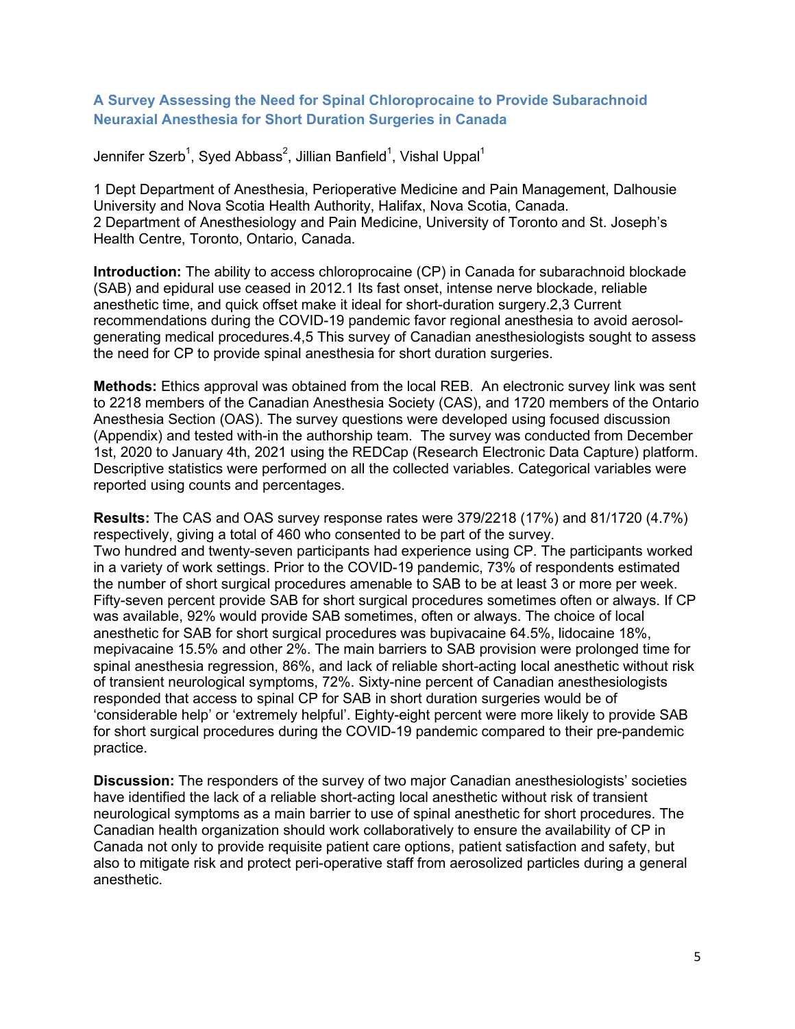## A Survey Assessing the Need for Spinal Chloroprocaine to Provide Subarachnoid Neuraxial Anesthesia for Short Duration Surgeries in Canada

Jennifer Szerb[1], Syed Abbass[2], Jillian Banfield[1], Vishal Uppal[1]

1 Dept Department of Anesthesia, Perioperative Medicine and Pain Management, Dalhousie University and Nova Scotia Health Authority, Halifax, Nova Scotia, Canada.
2 Department of Anesthesiology and Pain Medicine, University of Toronto and St. Joseph's Health Centre, Toronto, Ontario, Canada.

**Introduction:** The ability to access chloroprocaine (CP) in Canada for subarachnoid blockade (SAB) and epidural use ceased in 2012.1 Its fast onset, intense nerve blockade, reliable anesthetic time, and quick offset make it ideal for short-duration surgery.2,3 Current recommendations during the COVID-19 pandemic favor regional anesthesia to avoid aerosol-generating medical procedures.4,5 This survey of Canadian anesthesiologists sought to assess the need for CP to provide spinal anesthesia for short duration surgeries.

**Methods:** Ethics approval was obtained from the local REB. An electronic survey link was sent to 2218 members of the Canadian Anesthesia Society (CAS), and 1720 members of the Ontario Anesthesia Section (OAS). The survey questions were developed using focused discussion (Appendix) and tested with-in the authorship team. The survey was conducted from December 1st, 2020 to January 4th, 2021 using the REDCap (Research Electronic Data Capture) platform. Descriptive statistics were performed on all the collected variables. Categorical variables were reported using counts and percentages.

**Results:** The CAS and OAS survey response rates were 379/2218 (17%) and 81/1720 (4.7%) respectively, giving a total of 460 who consented to be part of the survey.
Two hundred and twenty-seven participants had experience using CP. The participants worked in a variety of work settings. Prior to the COVID-19 pandemic, 73% of respondents estimated the number of short surgical procedures amenable to SAB to be at least 3 or more per week. Fifty-seven percent provide SAB for short surgical procedures sometimes often or always. If CP was available, 92% would provide SAB sometimes, often or always. The choice of local anesthetic for SAB for short surgical procedures was bupivacaine 64.5%, lidocaine 18%, mepivacaine 15.5% and other 2%. The main barriers to SAB provision were prolonged time for spinal anesthesia regression, 86%, and lack of reliable short-acting local anesthetic without risk of transient neurological symptoms, 72%. Sixty-nine percent of Canadian anesthesiologists responded that access to spinal CP for SAB in short duration surgeries would be of 'considerable help' or 'extremely helpful'. Eighty-eight percent were more likely to provide SAB for short surgical procedures during the COVID-19 pandemic compared to their pre-pandemic practice.

**Discussion:** The responders of the survey of two major Canadian anesthesiologists' societies have identified the lack of a reliable short-acting local anesthetic without risk of transient neurological symptoms as a main barrier to use of spinal anesthetic for short procedures. The Canadian health organization should work collaboratively to ensure the availability of CP in Canada not only to provide requisite patient care options, patient satisfaction and safety, but also to mitigate risk and protect peri-operative staff from aerosolized particles during a general anesthetic.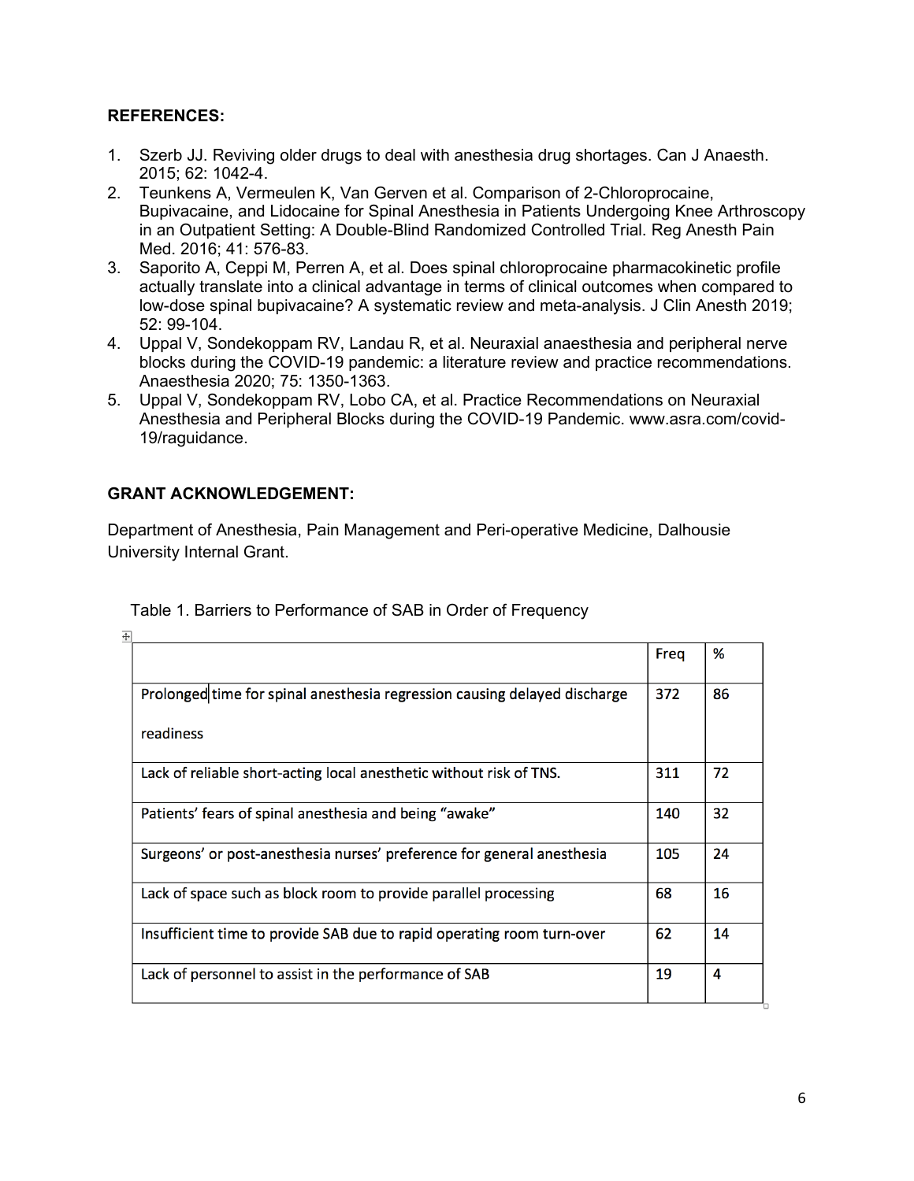**REFERENCES:**

1. Szerb JJ. Reviving older drugs to deal with anesthesia drug shortages. Can J Anaesth. 2015; 62: 1042-4.
2. Teunkens A, Vermeulen K, Van Gerven et al. Comparison of 2-Chloroprocaine, Bupivacaine, and Lidocaine for Spinal Anesthesia in Patients Undergoing Knee Arthroscopy in an Outpatient Setting: A Double-Blind Randomized Controlled Trial. Reg Anesth Pain Med. 2016; 41: 576-83.
3. Saporito A, Ceppi M, Perren A, et al. Does spinal chloroprocaine pharmacokinetic profile actually translate into a clinical advantage in terms of clinical outcomes when compared to low-dose spinal bupivacaine? A systematic review and meta-analysis. J Clin Anesth 2019; 52: 99-104.
4. Uppal V, Sondekoppam RV, Landau R, et al. Neuraxial anaesthesia and peripheral nerve blocks during the COVID-19 pandemic: a literature review and practice recommendations. Anaesthesia 2020; 75: 1350-1363.
5. Uppal V, Sondekoppam RV, Lobo CA, et al. Practice Recommendations on Neuraxial Anesthesia and Peripheral Blocks during the COVID-19 Pandemic. www.asra.com/covid-19/raguidance.

**GRANT ACKNOWLEDGEMENT:**

Department of Anesthesia, Pain Management and Peri-operative Medicine, Dalhousie University Internal Grant.

Table 1. Barriers to Performance of SAB in Order of Frequency

| | Freq | % |
|---|---|---|
| Prolonged time for spinal anesthesia regression causing delayed discharge readiness | 372 | 86 |
| Lack of reliable short-acting local anesthetic without risk of TNS. | 311 | 72 |
| Patients' fears of spinal anesthesia and being "awake" | 140 | 32 |
| Surgeons' or post-anesthesia nurses' preference for general anesthesia | 105 | 24 |
| Lack of space such as block room to provide parallel processing | 68 | 16 |
| Insufficient time to provide SAB due to rapid operating room turn-over | 62 | 14 |
| Lack of personnel to assist in the performance of SAB | 19 | 4 |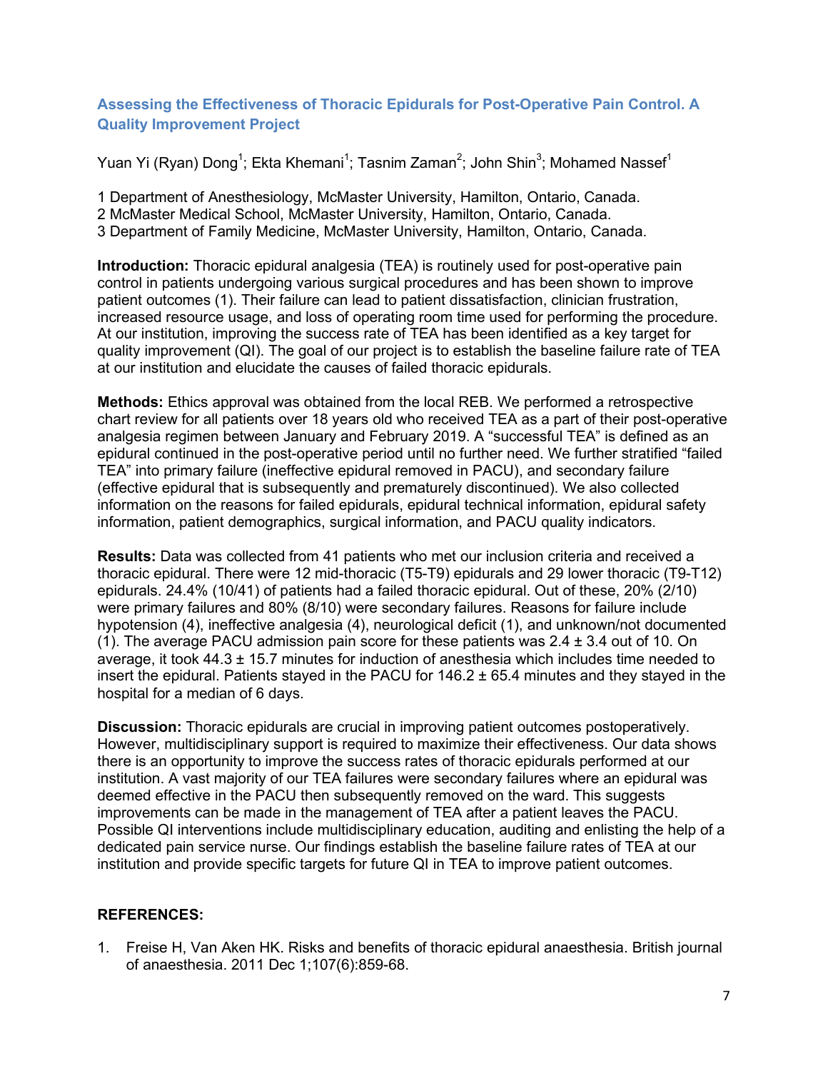## Assessing the Effectiveness of Thoracic Epidurals for Post-Operative Pain Control. A Quality Improvement Project

Yuan Yi (Ryan) Dong[1]; Ekta Khemani[1]; Tasnim Zaman[2]; John Shin[3]; Mohamed Nassef[1]

1 Department of Anesthesiology, McMaster University, Hamilton, Ontario, Canada.
2 McMaster Medical School, McMaster University, Hamilton, Ontario, Canada.
3 Department of Family Medicine, McMaster University, Hamilton, Ontario, Canada.

**Introduction:** Thoracic epidural analgesia (TEA) is routinely used for post-operative pain control in patients undergoing various surgical procedures and has been shown to improve patient outcomes (1). Their failure can lead to patient dissatisfaction, clinician frustration, increased resource usage, and loss of operating room time used for performing the procedure. At our institution, improving the success rate of TEA has been identified as a key target for quality improvement (QI). The goal of our project is to establish the baseline failure rate of TEA at our institution and elucidate the causes of failed thoracic epidurals.

**Methods:** Ethics approval was obtained from the local REB. We performed a retrospective chart review for all patients over 18 years old who received TEA as a part of their post-operative analgesia regimen between January and February 2019. A "successful TEA" is defined as an epidural continued in the post-operative period until no further need. We further stratified "failed TEA" into primary failure (ineffective epidural removed in PACU), and secondary failure (effective epidural that is subsequently and prematurely discontinued). We also collected information on the reasons for failed epidurals, epidural technical information, epidural safety information, patient demographics, surgical information, and PACU quality indicators.

**Results:** Data was collected from 41 patients who met our inclusion criteria and received a thoracic epidural. There were 12 mid-thoracic (T5-T9) epidurals and 29 lower thoracic (T9-T12) epidurals. 24.4% (10/41) of patients had a failed thoracic epidural. Out of these, 20% (2/10) were primary failures and 80% (8/10) were secondary failures. Reasons for failure include hypotension (4), ineffective analgesia (4), neurological deficit (1), and unknown/not documented (1). The average PACU admission pain score for these patients was 2.4 ± 3.4 out of 10. On average, it took 44.3 ± 15.7 minutes for induction of anesthesia which includes time needed to insert the epidural. Patients stayed in the PACU for 146.2 ± 65.4 minutes and they stayed in the hospital for a median of 6 days.

**Discussion:** Thoracic epidurals are crucial in improving patient outcomes postoperatively. However, multidisciplinary support is required to maximize their effectiveness. Our data shows there is an opportunity to improve the success rates of thoracic epidurals performed at our institution. A vast majority of our TEA failures were secondary failures where an epidural was deemed effective in the PACU then subsequently removed on the ward. This suggests improvements can be made in the management of TEA after a patient leaves the PACU. Possible QI interventions include multidisciplinary education, auditing and enlisting the help of a dedicated pain service nurse. Our findings establish the baseline failure rates of TEA at our institution and provide specific targets for future QI in TEA to improve patient outcomes.

### REFERENCES:

1. Freise H, Van Aken HK. Risks and benefits of thoracic epidural anaesthesia. British journal of anaesthesia. 2011 Dec 1;107(6):859-68.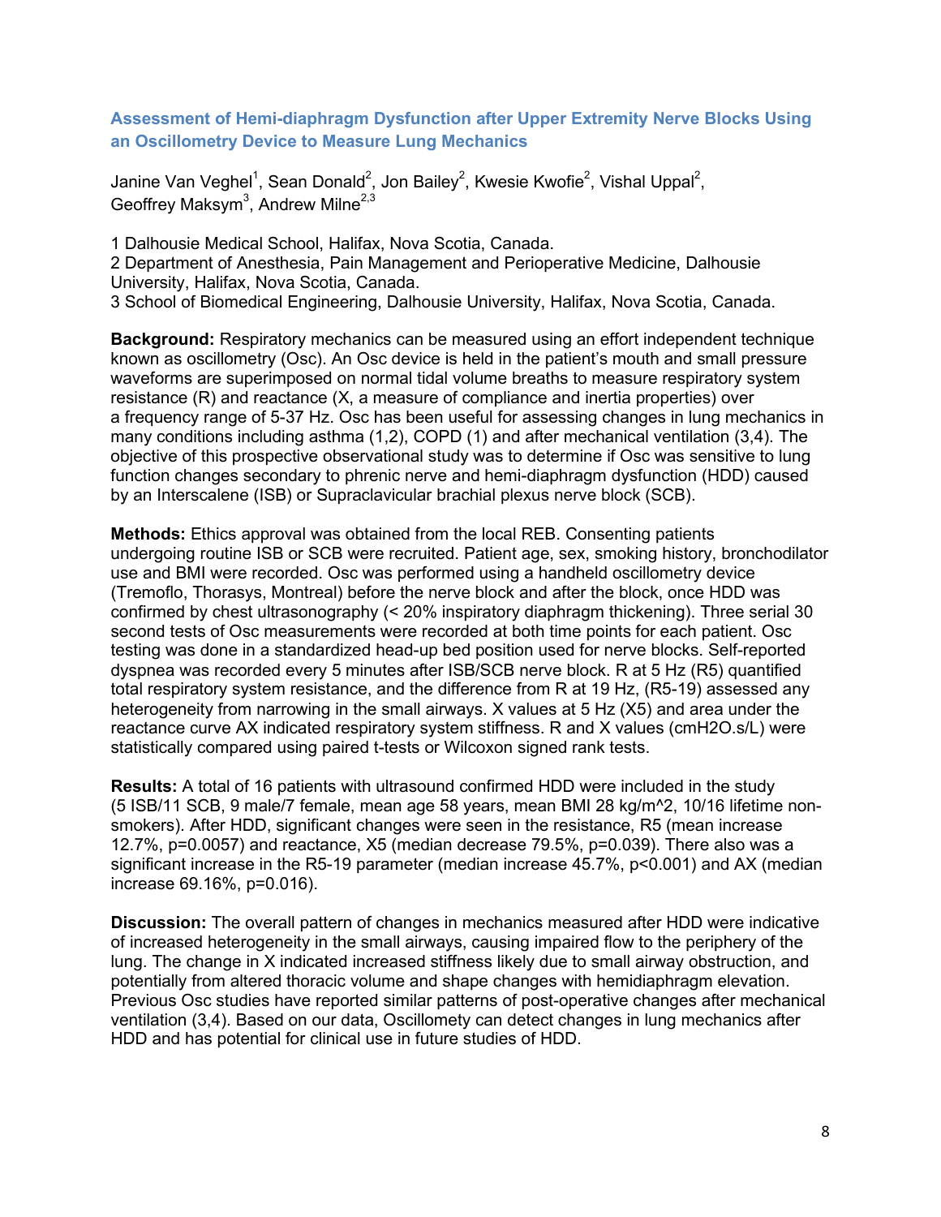## Assessment of Hemi-diaphragm Dysfunction after Upper Extremity Nerve Blocks Using an Oscillometry Device to Measure Lung Mechanics

Janine Van Veghel[1], Sean Donald[2], Jon Bailey[2], Kwesie Kwofie[2], Vishal Uppal[2], Geoffrey Maksym[3], Andrew Milne[2,3]

1 Dalhousie Medical School, Halifax, Nova Scotia, Canada.
2 Department of Anesthesia, Pain Management and Perioperative Medicine, Dalhousie University, Halifax, Nova Scotia, Canada.
3 School of Biomedical Engineering, Dalhousie University, Halifax, Nova Scotia, Canada.

**Background:** Respiratory mechanics can be measured using an effort independent technique known as oscillometry (Osc). An Osc device is held in the patient's mouth and small pressure waveforms are superimposed on normal tidal volume breaths to measure respiratory system resistance (R) and reactance (X, a measure of compliance and inertia properties) over a frequency range of 5-37 Hz. Osc has been useful for assessing changes in lung mechanics in many conditions including asthma (1,2), COPD (1) and after mechanical ventilation (3,4). The objective of this prospective observational study was to determine if Osc was sensitive to lung function changes secondary to phrenic nerve and hemi-diaphragm dysfunction (HDD) caused by an Interscalene (ISB) or Supraclavicular brachial plexus nerve block (SCB).

**Methods:** Ethics approval was obtained from the local REB. Consenting patients undergoing routine ISB or SCB were recruited. Patient age, sex, smoking history, bronchodilator use and BMI were recorded. Osc was performed using a handheld oscillometry device (Tremoflo, Thorasys, Montreal) before the nerve block and after the block, once HDD was confirmed by chest ultrasonography (< 20% inspiratory diaphragm thickening). Three serial 30 second tests of Osc measurements were recorded at both time points for each patient. Osc testing was done in a standardized head-up bed position used for nerve blocks. Self-reported dyspnea was recorded every 5 minutes after ISB/SCB nerve block. R at 5 Hz (R5) quantified total respiratory system resistance, and the difference from R at 19 Hz, (R5-19) assessed any heterogeneity from narrowing in the small airways. X values at 5 Hz (X5) and area under the reactance curve AX indicated respiratory system stiffness. R and X values (cmH2O.s/L) were statistically compared using paired t-tests or Wilcoxon signed rank tests.

**Results:** A total of 16 patients with ultrasound confirmed HDD were included in the study (5 ISB/11 SCB, 9 male/7 female, mean age 58 years, mean BMI 28 kg/m^2, 10/16 lifetime non-smokers). After HDD, significant changes were seen in the resistance, R5 (mean increase 12.7%, p=0.0057) and reactance, X5 (median decrease 79.5%, p=0.039). There also was a significant increase in the R5-19 parameter (median increase 45.7%, p<0.001) and AX (median increase 69.16%, p=0.016).

**Discussion:** The overall pattern of changes in mechanics measured after HDD were indicative of increased heterogeneity in the small airways, causing impaired flow to the periphery of the lung. The change in X indicated increased stiffness likely due to small airway obstruction, and potentially from altered thoracic volume and shape changes with hemidiaphragm elevation. Previous Osc studies have reported similar patterns of post-operative changes after mechanical ventilation (3,4). Based on our data, Oscillomety can detect changes in lung mechanics after HDD and has potential for clinical use in future studies of HDD.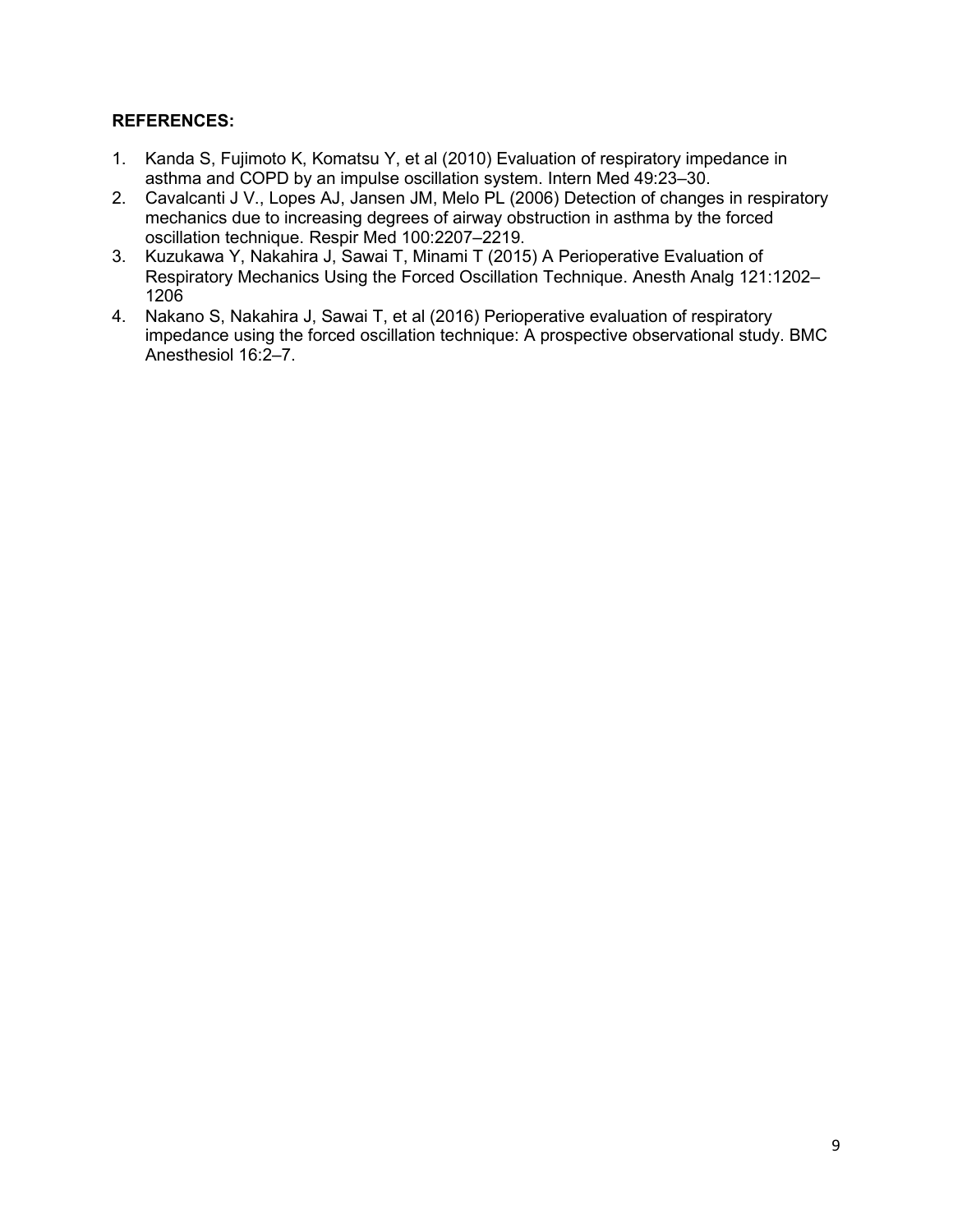**REFERENCES:**

1. Kanda S, Fujimoto K, Komatsu Y, et al (2010) Evaluation of respiratory impedance in asthma and COPD by an impulse oscillation system. Intern Med 49:23–30.
2. Cavalcanti J V., Lopes AJ, Jansen JM, Melo PL (2006) Detection of changes in respiratory mechanics due to increasing degrees of airway obstruction in asthma by the forced oscillation technique. Respir Med 100:2207–2219.
3. Kuzukawa Y, Nakahira J, Sawai T, Minami T (2015) A Perioperative Evaluation of Respiratory Mechanics Using the Forced Oscillation Technique. Anesth Analg 121:1202–1206
4. Nakano S, Nakahira J, Sawai T, et al (2016) Perioperative evaluation of respiratory impedance using the forced oscillation technique: A prospective observational study. BMC Anesthesiol 16:2–7.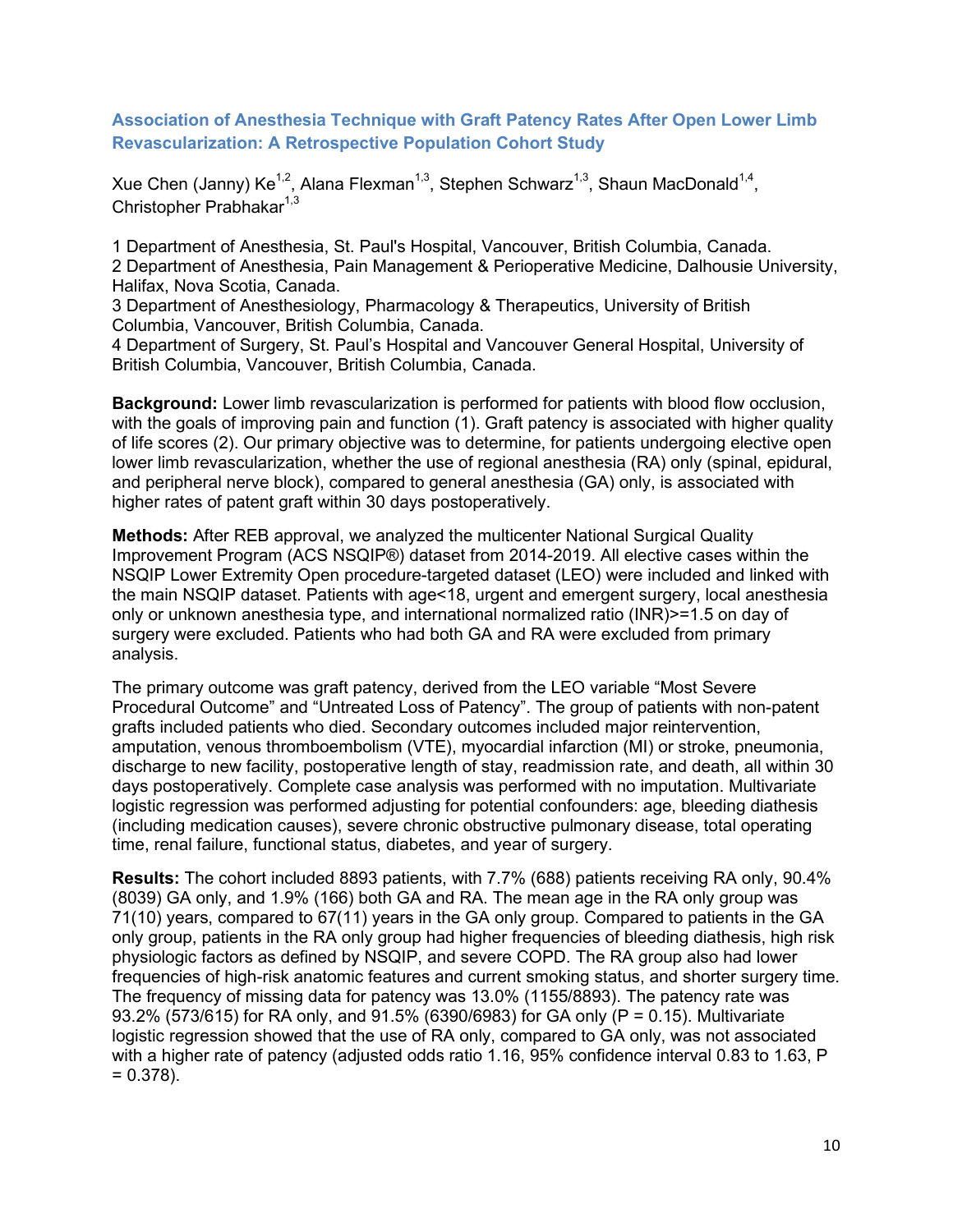## Association of Anesthesia Technique with Graft Patency Rates After Open Lower Limb Revascularization: A Retrospective Population Cohort Study

Xue Chen (Janny) Ke[1,2], Alana Flexman[1,3], Stephen Schwarz[1,3], Shaun MacDonald[1,4], Christopher Prabhakar[1,3]

1 Department of Anesthesia, St. Paul's Hospital, Vancouver, British Columbia, Canada.
2 Department of Anesthesia, Pain Management & Perioperative Medicine, Dalhousie University, Halifax, Nova Scotia, Canada.
3 Department of Anesthesiology, Pharmacology & Therapeutics, University of British Columbia, Vancouver, British Columbia, Canada.
4 Department of Surgery, St. Paul's Hospital and Vancouver General Hospital, University of British Columbia, Vancouver, British Columbia, Canada.

**Background:** Lower limb revascularization is performed for patients with blood flow occlusion, with the goals of improving pain and function (1). Graft patency is associated with higher quality of life scores (2). Our primary objective was to determine, for patients undergoing elective open lower limb revascularization, whether the use of regional anesthesia (RA) only (spinal, epidural, and peripheral nerve block), compared to general anesthesia (GA) only, is associated with higher rates of patent graft within 30 days postoperatively.

**Methods:** After REB approval, we analyzed the multicenter National Surgical Quality Improvement Program (ACS NSQIP®) dataset from 2014-2019. All elective cases within the NSQIP Lower Extremity Open procedure-targeted dataset (LEO) were included and linked with the main NSQIP dataset. Patients with age<18, urgent and emergent surgery, local anesthesia only or unknown anesthesia type, and international normalized ratio (INR)>=1.5 on day of surgery were excluded. Patients who had both GA and RA were excluded from primary analysis.

The primary outcome was graft patency, derived from the LEO variable "Most Severe Procedural Outcome" and "Untreated Loss of Patency". The group of patients with non-patent grafts included patients who died. Secondary outcomes included major reintervention, amputation, venous thromboembolism (VTE), myocardial infarction (MI) or stroke, pneumonia, discharge to new facility, postoperative length of stay, readmission rate, and death, all within 30 days postoperatively. Complete case analysis was performed with no imputation. Multivariate logistic regression was performed adjusting for potential confounders: age, bleeding diathesis (including medication causes), severe chronic obstructive pulmonary disease, total operating time, renal failure, functional status, diabetes, and year of surgery.

**Results:** The cohort included 8893 patients, with 7.7% (688) patients receiving RA only, 90.4% (8039) GA only, and 1.9% (166) both GA and RA. The mean age in the RA only group was 71(10) years, compared to 67(11) years in the GA only group. Compared to patients in the GA only group, patients in the RA only group had higher frequencies of bleeding diathesis, high risk physiologic factors as defined by NSQIP, and severe COPD. The RA group also had lower frequencies of high-risk anatomic features and current smoking status, and shorter surgery time. The frequency of missing data for patency was 13.0% (1155/8893). The patency rate was 93.2% (573/615) for RA only, and 91.5% (6390/6983) for GA only ($P = 0.15$). Multivariate logistic regression showed that the use of RA only, compared to GA only, was not associated with a higher rate of patency (adjusted odds ratio 1.16, 95% confidence interval 0.83 to 1.63, $P = 0.378$).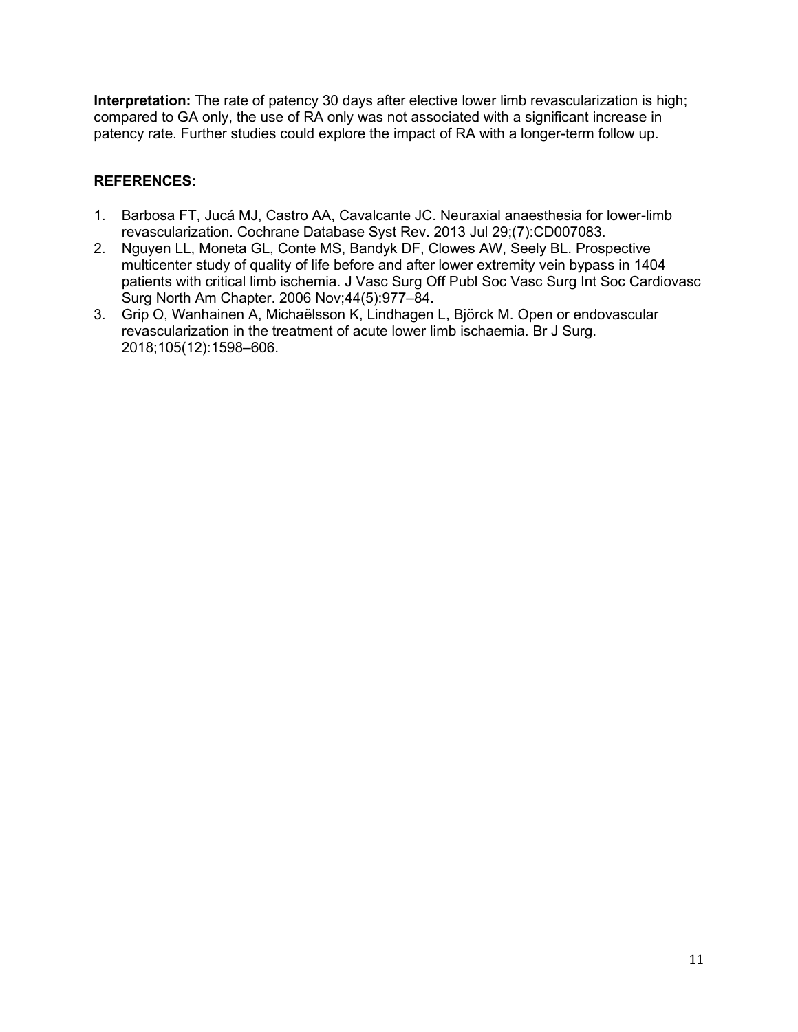**Interpretation:** The rate of patency 30 days after elective lower limb revascularization is high; compared to GA only, the use of RA only was not associated with a significant increase in patency rate. Further studies could explore the impact of RA with a longer-term follow up.

**REFERENCES:**

1. Barbosa FT, Jucá MJ, Castro AA, Cavalcante JC. Neuraxial anaesthesia for lower-limb revascularization. Cochrane Database Syst Rev. 2013 Jul 29;(7):CD007083.
2. Nguyen LL, Moneta GL, Conte MS, Bandyk DF, Clowes AW, Seely BL. Prospective multicenter study of quality of life before and after lower extremity vein bypass in 1404 patients with critical limb ischemia. J Vasc Surg Off Publ Soc Vasc Surg Int Soc Cardiovasc Surg North Am Chapter. 2006 Nov;44(5):977–84.
3. Grip O, Wanhainen A, Michaëlsson K, Lindhagen L, Björck M. Open or endovascular revascularization in the treatment of acute lower limb ischaemia. Br J Surg. 2018;105(12):1598–606.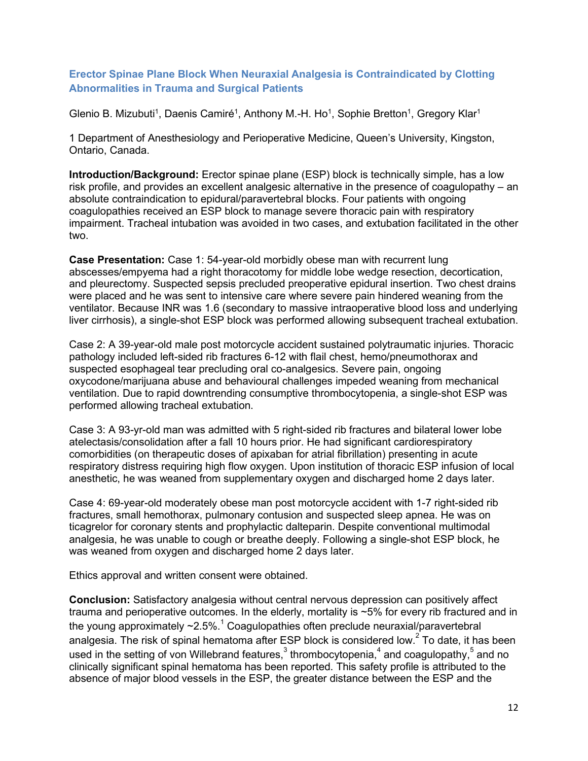## Erector Spinae Plane Block When Neuraxial Analgesia is Contraindicated by Clotting Abnormalities in Trauma and Surgical Patients

Glenio B. Mizubuti[1], Daenis Camiré[1], Anthony M.-H. Ho[1], Sophie Bretton[1], Gregory Klar[1]

1 Department of Anesthesiology and Perioperative Medicine, Queen's University, Kingston, Ontario, Canada.

**Introduction/Background:** Erector spinae plane (ESP) block is technically simple, has a low risk profile, and provides an excellent analgesic alternative in the presence of coagulopathy – an absolute contraindication to epidural/paravertebral blocks. Four patients with ongoing coagulopathies received an ESP block to manage severe thoracic pain with respiratory impairment. Tracheal intubation was avoided in two cases, and extubation facilitated in the other two.

**Case Presentation:** Case 1: 54-year-old morbidly obese man with recurrent lung abscesses/empyema had a right thoracotomy for middle lobe wedge resection, decortication, and pleurectomy. Suspected sepsis precluded preoperative epidural insertion. Two chest drains were placed and he was sent to intensive care where severe pain hindered weaning from the ventilator. Because INR was 1.6 (secondary to massive intraoperative blood loss and underlying liver cirrhosis), a single-shot ESP block was performed allowing subsequent tracheal extubation.

Case 2: A 39-year-old male post motorcycle accident sustained polytraumatic injuries. Thoracic pathology included left-sided rib fractures 6-12 with flail chest, hemo/pneumothorax and suspected esophageal tear precluding oral co-analgesics. Severe pain, ongoing oxycodone/marijuana abuse and behavioural challenges impeded weaning from mechanical ventilation. Due to rapid downtrending consumptive thrombocytopenia, a single-shot ESP was performed allowing tracheal extubation.

Case 3: A 93-yr-old man was admitted with 5 right-sided rib fractures and bilateral lower lobe atelectasis/consolidation after a fall 10 hours prior. He had significant cardiorespiratory comorbidities (on therapeutic doses of apixaban for atrial fibrillation) presenting in acute respiratory distress requiring high flow oxygen. Upon institution of thoracic ESP infusion of local anesthetic, he was weaned from supplementary oxygen and discharged home 2 days later.

Case 4: 69-year-old moderately obese man post motorcycle accident with 1-7 right-sided rib fractures, small hemothorax, pulmonary contusion and suspected sleep apnea. He was on ticagrelor for coronary stents and prophylactic dalteparin. Despite conventional multimodal analgesia, he was unable to cough or breathe deeply. Following a single-shot ESP block, he was weaned from oxygen and discharged home 2 days later.

Ethics approval and written consent were obtained.

**Conclusion:** Satisfactory analgesia without central nervous depression can positively affect trauma and perioperative outcomes. In the elderly, mortality is ~5% for every rib fractured and in the young approximately ~2.5%.[1] Coagulopathies often preclude neuraxial/paravertebral analgesia. The risk of spinal hematoma after ESP block is considered low.[2] To date, it has been used in the setting of von Willebrand features,[3] thrombocytopenia,[4] and coagulopathy,[5] and no clinically significant spinal hematoma has been reported. This safety profile is attributed to the absence of major blood vessels in the ESP, the greater distance between the ESP and the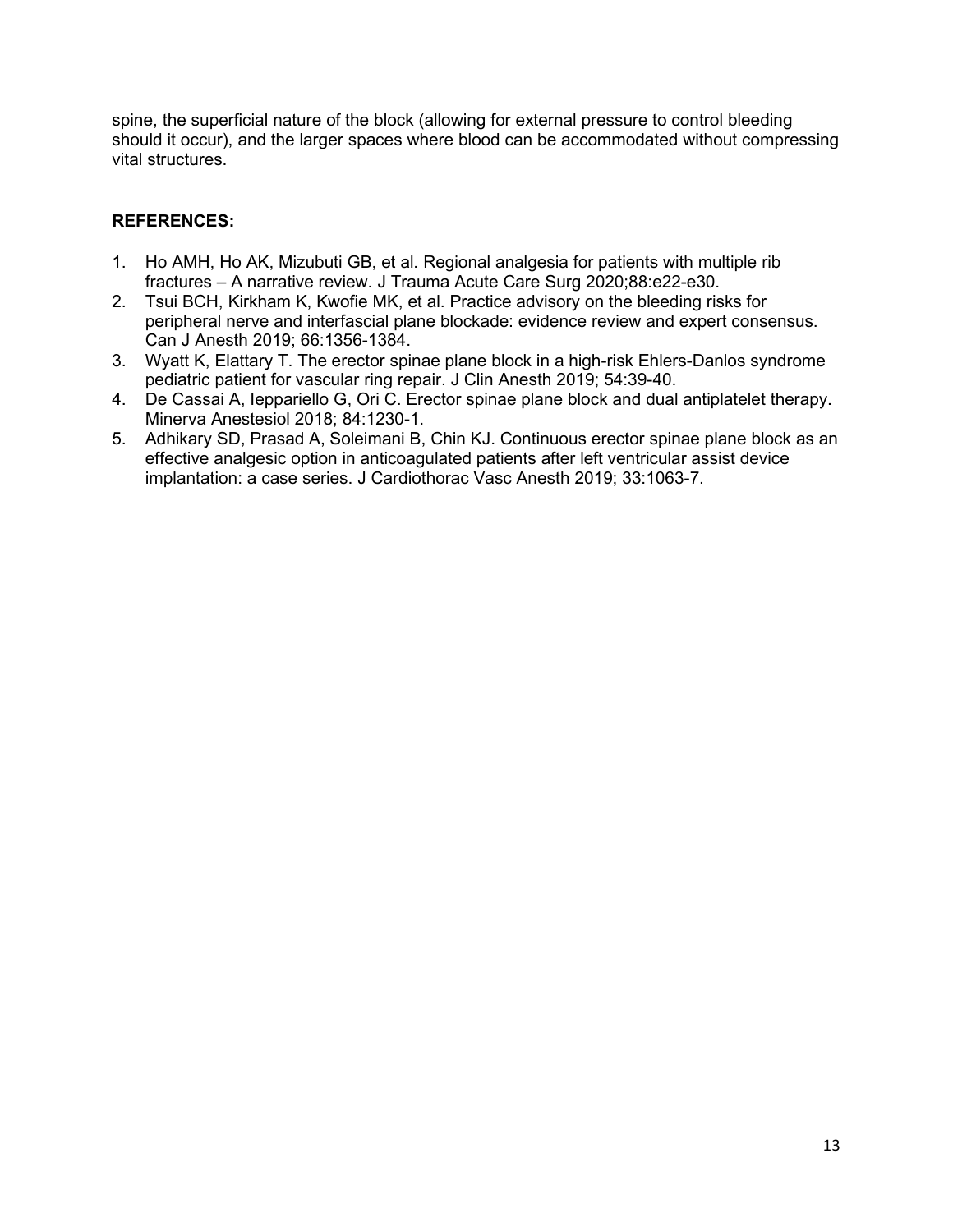spine, the superficial nature of the block (allowing for external pressure to control bleeding should it occur), and the larger spaces where blood can be accommodated without compressing vital structures.

**REFERENCES:**

1. Ho AMH, Ho AK, Mizubuti GB, et al. Regional analgesia for patients with multiple rib fractures – A narrative review. J Trauma Acute Care Surg 2020;88:e22-e30.
2. Tsui BCH, Kirkham K, Kwofie MK, et al. Practice advisory on the bleeding risks for peripheral nerve and interfascial plane blockade: evidence review and expert consensus. Can J Anesth 2019; 66:1356-1384.
3. Wyatt K, Elattary T. The erector spinae plane block in a high-risk Ehlers-Danlos syndrome pediatric patient for vascular ring repair. J Clin Anesth 2019; 54:39-40.
4. De Cassai A, Iepparіello G, Ori C. Erector spinae plane block and dual antiplatelet therapy. Minerva Anestesiol 2018; 84:1230-1.
5. Adhikary SD, Prasad A, Soleimani B, Chin KJ. Continuous erector spinae plane block as an effective analgesic option in anticoagulated patients after left ventricular assist device implantation: a case series. J Cardiothorac Vasc Anesth 2019; 33:1063-7.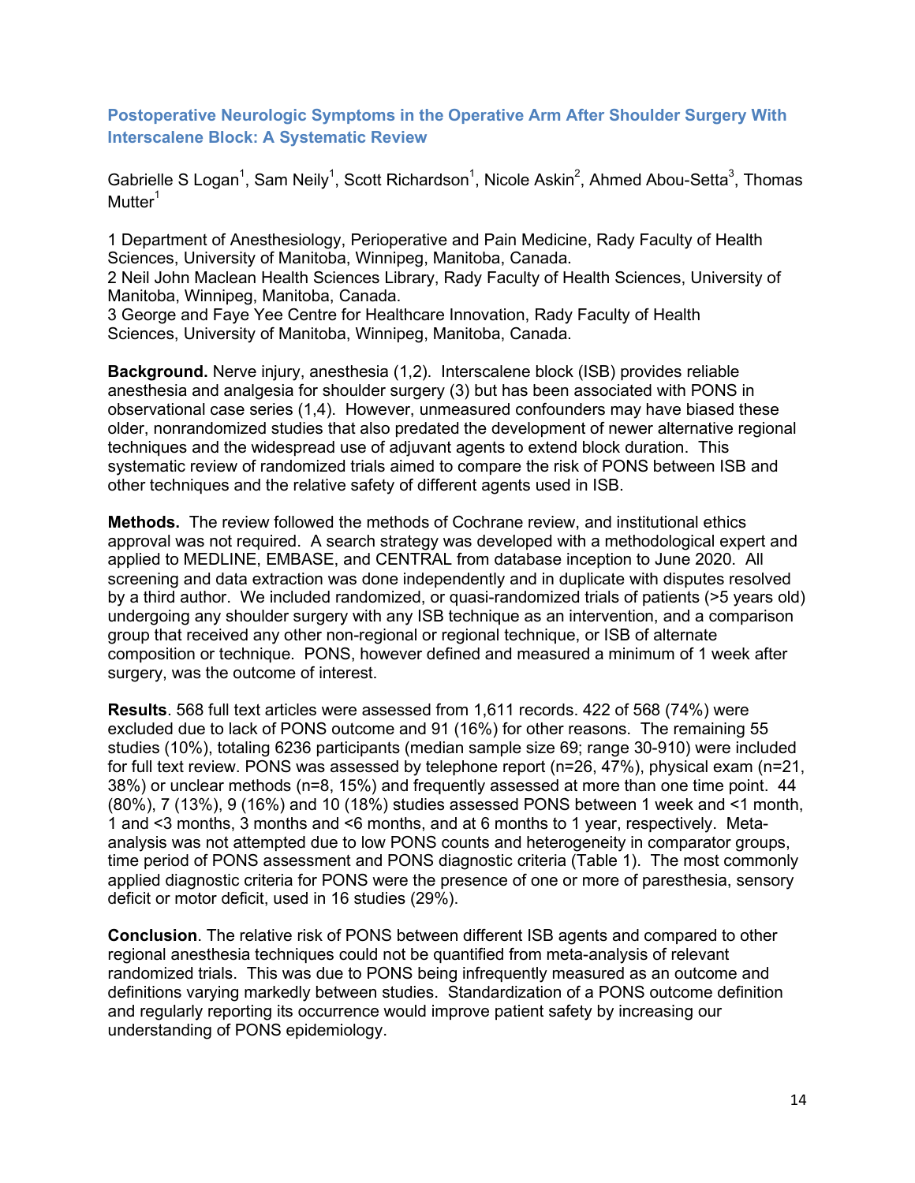## Postoperative Neurologic Symptoms in the Operative Arm After Shoulder Surgery With Interscalene Block: A Systematic Review

Gabrielle S Logan[1], Sam Neily[1], Scott Richardson[1], Nicole Askin[2], Ahmed Abou-Setta[3], Thomas Mutter[1]

1 Department of Anesthesiology, Perioperative and Pain Medicine, Rady Faculty of Health Sciences, University of Manitoba, Winnipeg, Manitoba, Canada.
2 Neil John Maclean Health Sciences Library, Rady Faculty of Health Sciences, University of Manitoba, Winnipeg, Manitoba, Canada.
3 George and Faye Yee Centre for Healthcare Innovation, Rady Faculty of Health Sciences, University of Manitoba, Winnipeg, Manitoba, Canada.

**Background.** Nerve injury, anesthesia (1,2). Interscalene block (ISB) provides reliable anesthesia and analgesia for shoulder surgery (3) but has been associated with PONS in observational case series (1,4). However, unmeasured confounders may have biased these older, nonrandomized studies that also predated the development of newer alternative regional techniques and the widespread use of adjuvant agents to extend block duration. This systematic review of randomized trials aimed to compare the risk of PONS between ISB and other techniques and the relative safety of different agents used in ISB.

**Methods.** The review followed the methods of Cochrane review, and institutional ethics approval was not required. A search strategy was developed with a methodological expert and applied to MEDLINE, EMBASE, and CENTRAL from database inception to June 2020. All screening and data extraction was done independently and in duplicate with disputes resolved by a third author. We included randomized, or quasi-randomized trials of patients (>5 years old) undergoing any shoulder surgery with any ISB technique as an intervention, and a comparison group that received any other non-regional or regional technique, or ISB of alternate composition or technique. PONS, however defined and measured a minimum of 1 week after surgery, was the outcome of interest.

**Results**. 568 full text articles were assessed from 1,611 records. 422 of 568 (74%) were excluded due to lack of PONS outcome and 91 (16%) for other reasons. The remaining 55 studies (10%), totaling 6236 participants (median sample size 69; range 30-910) were included for full text review. PONS was assessed by telephone report (n=26, 47%), physical exam (n=21, 38%) or unclear methods (n=8, 15%) and frequently assessed at more than one time point. 44 (80%), 7 (13%), 9 (16%) and 10 (18%) studies assessed PONS between 1 week and <1 month, 1 and <3 months, 3 months and <6 months, and at 6 months to 1 year, respectively. Meta-analysis was not attempted due to low PONS counts and heterogeneity in comparator groups, time period of PONS assessment and PONS diagnostic criteria (Table 1). The most commonly applied diagnostic criteria for PONS were the presence of one or more of paresthesia, sensory deficit or motor deficit, used in 16 studies (29%).

**Conclusion**. The relative risk of PONS between different ISB agents and compared to other regional anesthesia techniques could not be quantified from meta-analysis of relevant randomized trials. This was due to PONS being infrequently measured as an outcome and definitions varying markedly between studies. Standardization of a PONS outcome definition and regularly reporting its occurrence would improve patient safety by increasing our understanding of PONS epidemiology.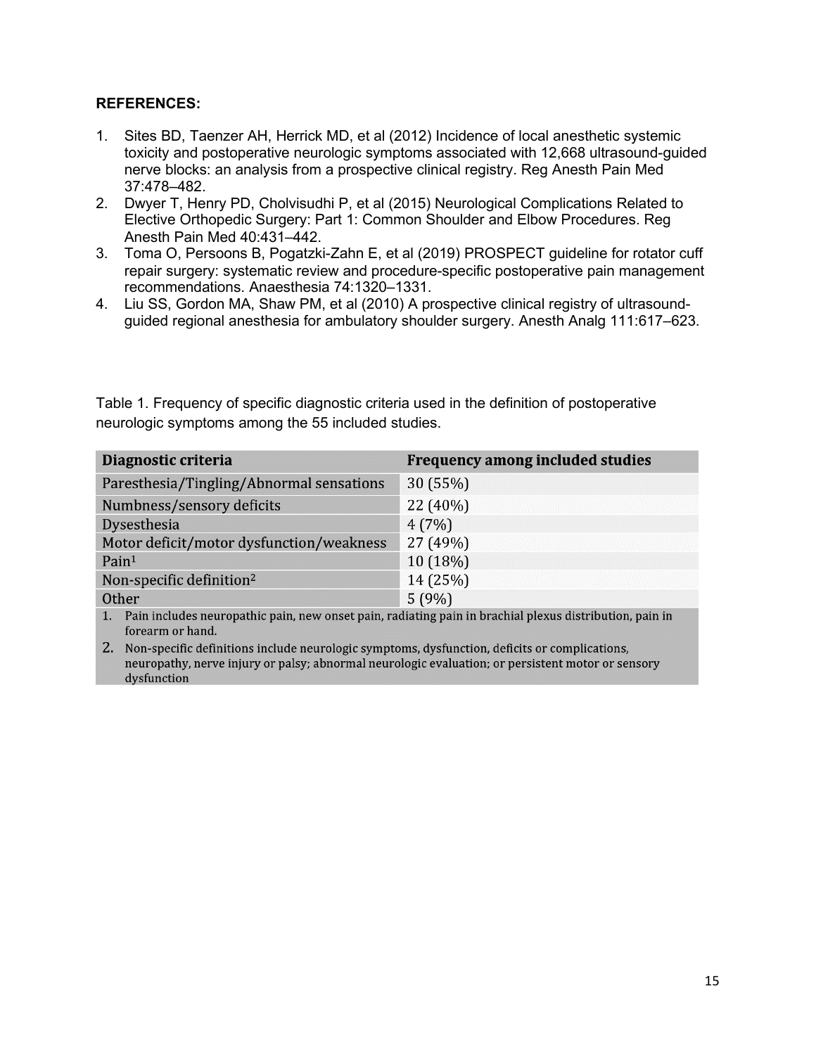**REFERENCES:**

1. Sites BD, Taenzer AH, Herrick MD, et al (2012) Incidence of local anesthetic systemic toxicity and postoperative neurologic symptoms associated with 12,668 ultrasound-guided nerve blocks: an analysis from a prospective clinical registry. Reg Anesth Pain Med 37:478–482.
2. Dwyer T, Henry PD, Cholvisudhi P, et al (2015) Neurological Complications Related to Elective Orthopedic Surgery: Part 1: Common Shoulder and Elbow Procedures. Reg Anesth Pain Med 40:431–442.
3. Toma O, Persoons B, Pogatzki-Zahn E, et al (2019) PROSPECT guideline for rotator cuff repair surgery: systematic review and procedure-specific postoperative pain management recommendations. Anaesthesia 74:1320–1331.
4. Liu SS, Gordon MA, Shaw PM, et al (2010) A prospective clinical registry of ultrasound-guided regional anesthesia for ambulatory shoulder surgery. Anesth Analg 111:617–623.

Table 1. Frequency of specific diagnostic criteria used in the definition of postoperative neurologic symptoms among the 55 included studies.

| Diagnostic criteria | Frequency among included studies |
| --- | --- |
| Paresthesia/Tingling/Abnormal sensations | 30 (55%) |
| Numbness/sensory deficits | 22 (40%) |
| Dysesthesia | 4 (7%) |
| Motor deficit/motor dysfunction/weakness | 27 (49%) |
| Pain[1] | 10 (18%) |
| Non-specific definition[2] | 14 (25%) |
| Other | 5 (9%) |

1. Pain includes neuropathic pain, new onset pain, radiating pain in brachial plexus distribution, pain in forearm or hand.
2. Non-specific definitions include neurologic symptoms, dysfunction, deficits or complications, neuropathy, nerve injury or palsy; abnormal neurologic evaluation; or persistent motor or sensory dysfunction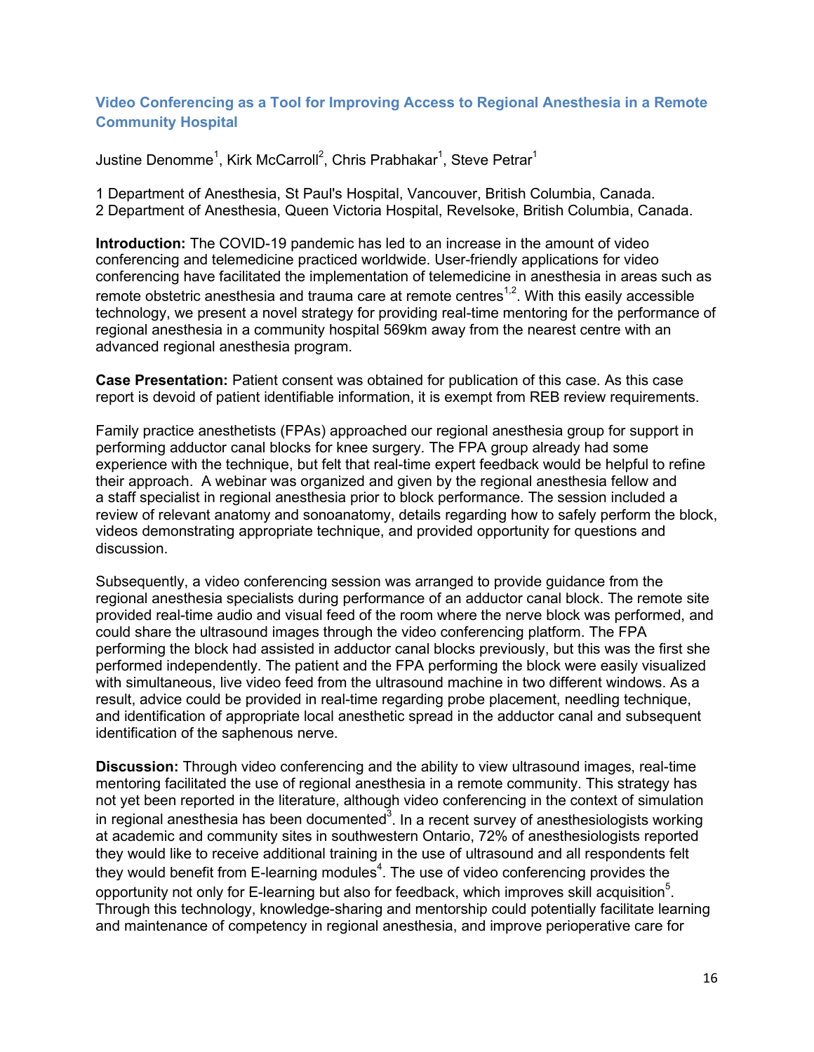## Video Conferencing as a Tool for Improving Access to Regional Anesthesia in a Remote Community Hospital

Justine Denomme[1], Kirk McCarroll[2], Chris Prabhakar[1], Steve Petrar[1]

1 Department of Anesthesia, St Paul's Hospital, Vancouver, British Columbia, Canada.
2 Department of Anesthesia, Queen Victoria Hospital, Revelsoke, British Columbia, Canada.

**Introduction:** The COVID-19 pandemic has led to an increase in the amount of video conferencing and telemedicine practiced worldwide. User-friendly applications for video conferencing have facilitated the implementation of telemedicine in anesthesia in areas such as remote obstetric anesthesia and trauma care at remote centres[1,2]. With this easily accessible technology, we present a novel strategy for providing real-time mentoring for the performance of regional anesthesia in a community hospital 569km away from the nearest centre with an advanced regional anesthesia program.

**Case Presentation:** Patient consent was obtained for publication of this case. As this case report is devoid of patient identifiable information, it is exempt from REB review requirements.

Family practice anesthetists (FPAs) approached our regional anesthesia group for support in performing adductor canal blocks for knee surgery. The FPA group already had some experience with the technique, but felt that real-time expert feedback would be helpful to refine their approach. A webinar was organized and given by the regional anesthesia fellow and a staff specialist in regional anesthesia prior to block performance. The session included a review of relevant anatomy and sonoanatomy, details regarding how to safely perform the block, videos demonstrating appropriate technique, and provided opportunity for questions and discussion.

Subsequently, a video conferencing session was arranged to provide guidance from the regional anesthesia specialists during performance of an adductor canal block. The remote site provided real-time audio and visual feed of the room where the nerve block was performed, and could share the ultrasound images through the video conferencing platform. The FPA performing the block had assisted in adductor canal blocks previously, but this was the first she performed independently. The patient and the FPA performing the block were easily visualized with simultaneous, live video feed from the ultrasound machine in two different windows. As a result, advice could be provided in real-time regarding probe placement, needling technique, and identification of appropriate local anesthetic spread in the adductor canal and subsequent identification of the saphenous nerve.

**Discussion:** Through video conferencing and the ability to view ultrasound images, real-time mentoring facilitated the use of regional anesthesia in a remote community. This strategy has not yet been reported in the literature, although video conferencing in the context of simulation in regional anesthesia has been documented[3]. In a recent survey of anesthesiologists working at academic and community sites in southwestern Ontario, 72% of anesthesiologists reported they would like to receive additional training in the use of ultrasound and all respondents felt they would benefit from E-learning modules[4]. The use of video conferencing provides the opportunity not only for E-learning but also for feedback, which improves skill acquisition[5]. Through this technology, knowledge-sharing and mentorship could potentially facilitate learning and maintenance of competency in regional anesthesia, and improve perioperative care for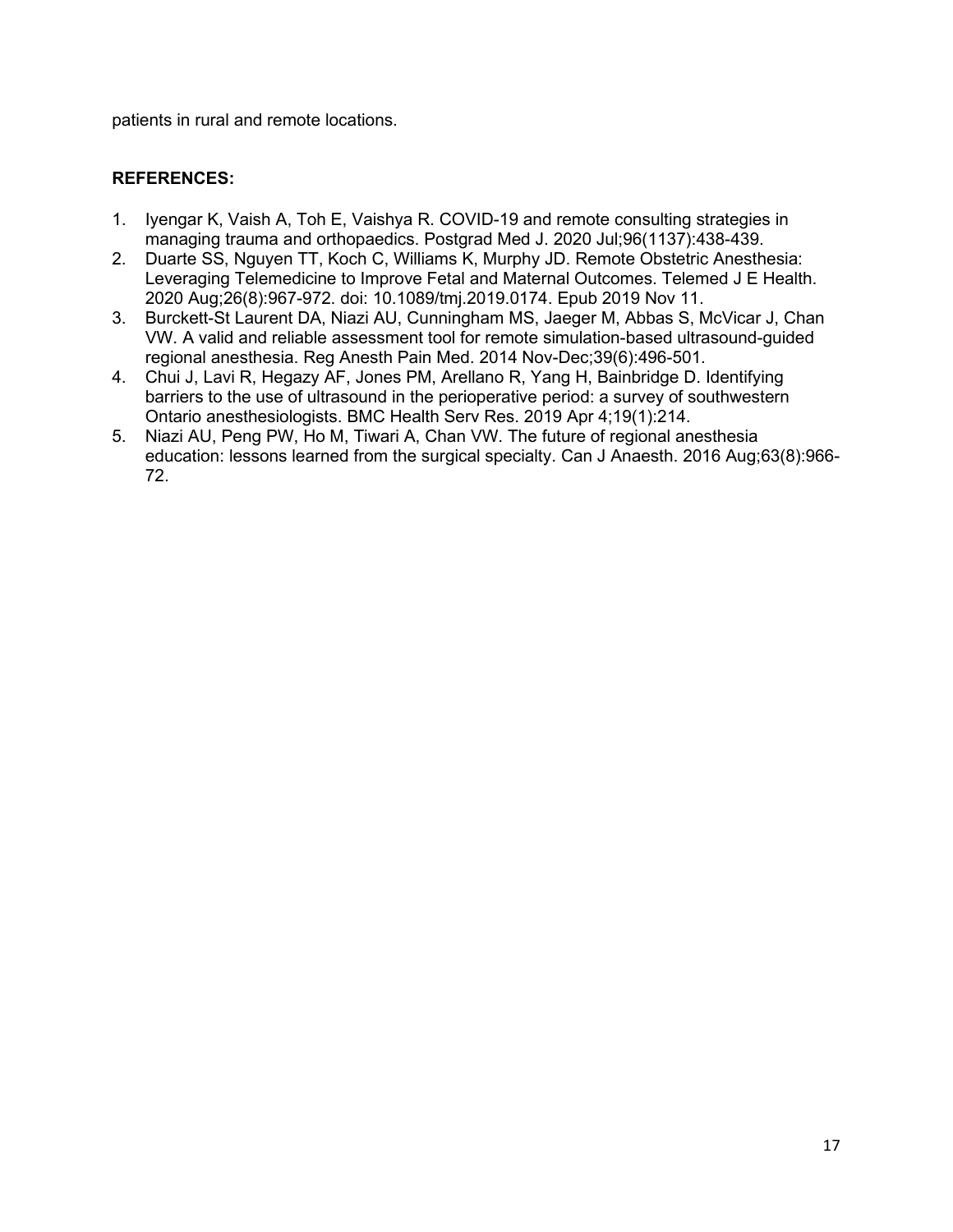patients in rural and remote locations.

**REFERENCES:**

1. Iyengar K, Vaish A, Toh E, Vaishya R. COVID-19 and remote consulting strategies in managing trauma and orthopaedics. Postgrad Med J. 2020 Jul;96(1137):438-439.
2. Duarte SS, Nguyen TT, Koch C, Williams K, Murphy JD. Remote Obstetric Anesthesia: Leveraging Telemedicine to Improve Fetal and Maternal Outcomes. Telemed J E Health. 2020 Aug;26(8):967-972. doi: 10.1089/tmj.2019.0174. Epub 2019 Nov 11.
3. Burckett-St Laurent DA, Niazi AU, Cunningham MS, Jaeger M, Abbas S, McVicar J, Chan VW. A valid and reliable assessment tool for remote simulation-based ultrasound-guided regional anesthesia. Reg Anesth Pain Med. 2014 Nov-Dec;39(6):496-501.
4. Chui J, Lavi R, Hegazy AF, Jones PM, Arellano R, Yang H, Bainbridge D. Identifying barriers to the use of ultrasound in the perioperative period: a survey of southwestern Ontario anesthesiologists. BMC Health Serv Res. 2019 Apr 4;19(1):214.
5. Niazi AU, Peng PW, Ho M, Tiwari A, Chan VW. The future of regional anesthesia education: lessons learned from the surgical specialty. Can J Anaesth. 2016 Aug;63(8):966-72.